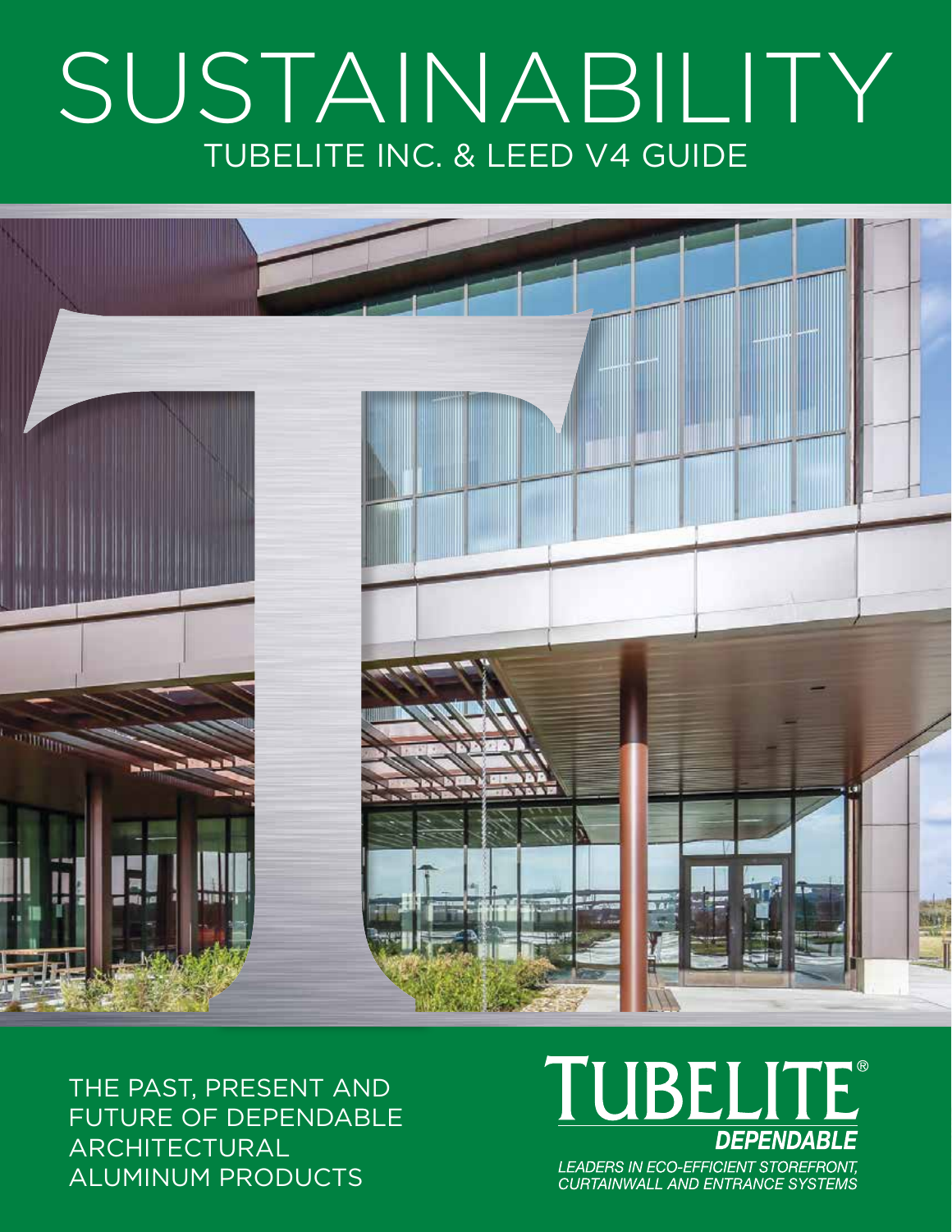# SUSTAINABILITY

## TUBELITE INC. & LEED V4 GUIDE

THE PAST, PRESENT AND FUTURE OF DEPENDABLE ARCHITECTURAL ALUMINUM PRODUCTS

TUBELITE®

***DEPENDABLE***

*LEADERS IN ECO-EFFICIENT STOREFRONT, CURTAINWALL AND ENTRANCE SYSTEMS*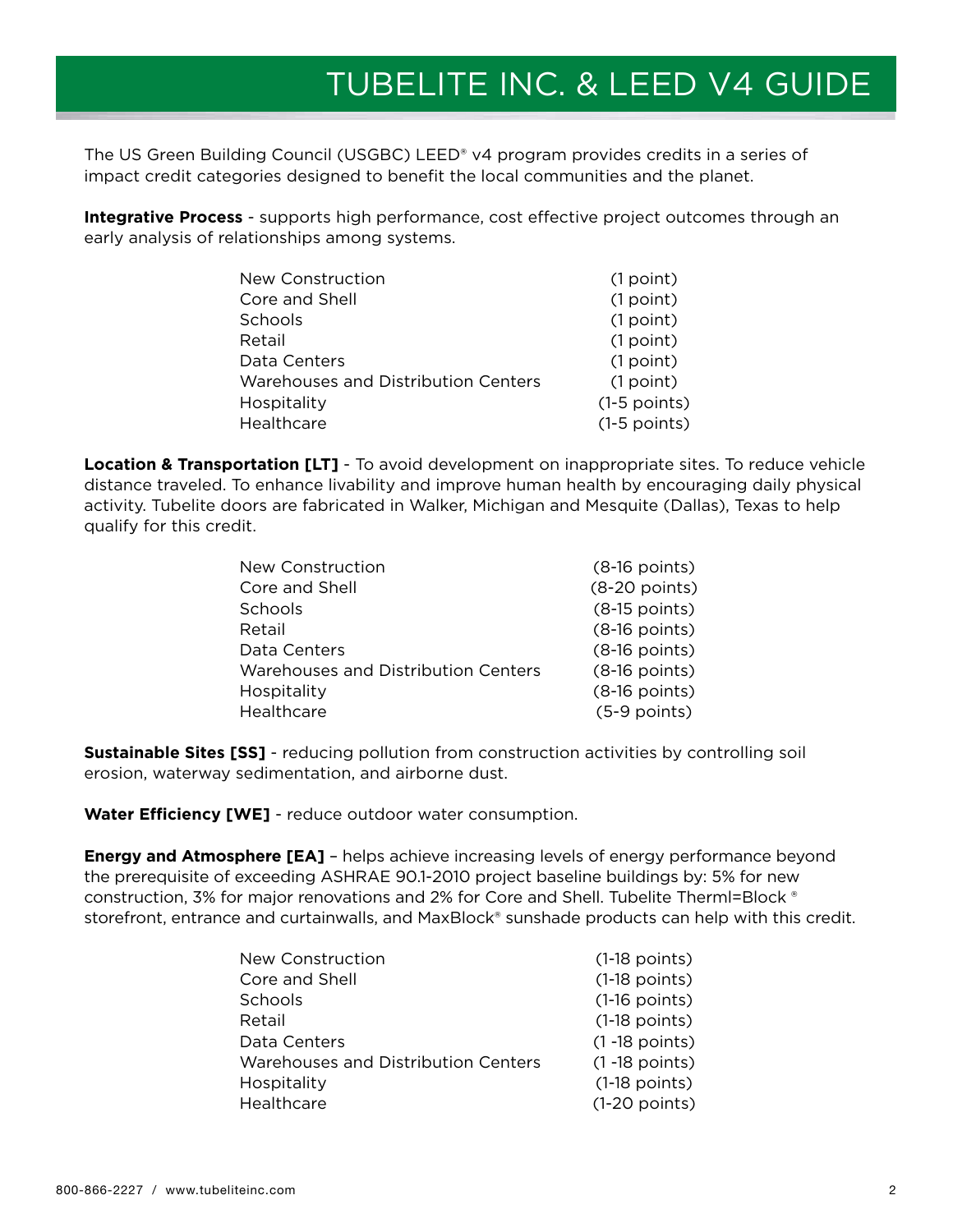# TUBELITE INC. & LEED V4 GUIDE

The US Green Building Council (USGBC) LEED® v4 program provides credits in a series of impact credit categories designed to benefit the local communities and the planet.

**Integrative Process** - supports high performance, cost effective project outcomes through an early analysis of relationships among systems.

| | |
|---|---|
| New Construction | (1 point) |
| Core and Shell | (1 point) |
| Schools | (1 point) |
| Retail | (1 point) |
| Data Centers | (1 point) |
| Warehouses and Distribution Centers | (1 point) |
| Hospitality | (1-5 points) |
| Healthcare | (1-5 points) |

**Location & Transportation [LT]** - To avoid development on inappropriate sites. To reduce vehicle distance traveled. To enhance livability and improve human health by encouraging daily physical activity. Tubelite doors are fabricated in Walker, Michigan and Mesquite (Dallas), Texas to help qualify for this credit.

| | |
|---|---|
| New Construction | (8-16 points) |
| Core and Shell | (8-20 points) |
| Schools | (8-15 points) |
| Retail | (8-16 points) |
| Data Centers | (8-16 points) |
| Warehouses and Distribution Centers | (8-16 points) |
| Hospitality | (8-16 points) |
| Healthcare | (5-9 points) |

**Sustainable Sites [SS]** - reducing pollution from construction activities by controlling soil erosion, waterway sedimentation, and airborne dust.

**Water Efficiency [WE]** - reduce outdoor water consumption.

**Energy and Atmosphere [EA]** – helps achieve increasing levels of energy performance beyond the prerequisite of exceeding ASHRAE 90.1-2010 project baseline buildings by: 5% for new construction, 3% for major renovations and 2% for Core and Shell. Tubelite Therml=Block ® storefront, entrance and curtainwalls, and MaxBlock® sunshade products can help with this credit.

| | |
|---|---|
| New Construction | (1-18 points) |
| Core and Shell | (1-18 points) |
| Schools | (1-16 points) |
| Retail | (1-18 points) |
| Data Centers | (1 -18 points) |
| Warehouses and Distribution Centers | (1 -18 points) |
| Hospitality | (1-18 points) |
| Healthcare | (1-20 points) |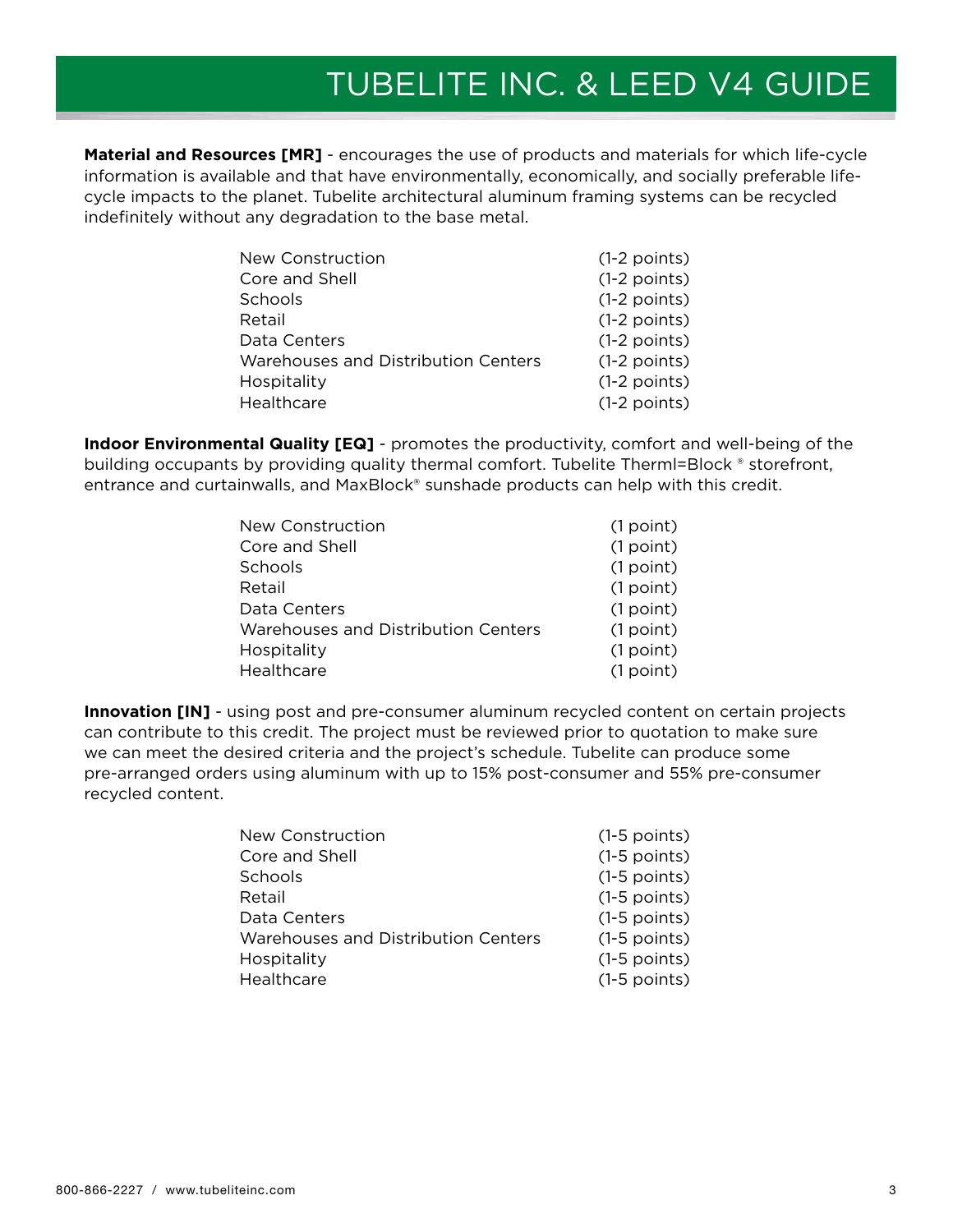# TUBELITE INC. & LEED V4 GUIDE

**Material and Resources [MR]** - encourages the use of products and materials for which life-cycle information is available and that have environmentally, economically, and socially preferable life-cycle impacts to the planet. Tubelite architectural aluminum framing systems can be recycled indefinitely without any degradation to the base metal.

| | |
|---|---|
| New Construction | (1-2 points) |
| Core and Shell | (1-2 points) |
| Schools | (1-2 points) |
| Retail | (1-2 points) |
| Data Centers | (1-2 points) |
| Warehouses and Distribution Centers | (1-2 points) |
| Hospitality | (1-2 points) |
| Healthcare | (1-2 points) |

**Indoor Environmental Quality [EQ]** - promotes the productivity, comfort and well-being of the building occupants by providing quality thermal comfort. Tubelite Therml=Block ® storefront, entrance and curtainwalls, and MaxBlock® sunshade products can help with this credit.

| | |
|---|---|
| New Construction | (1 point) |
| Core and Shell | (1 point) |
| Schools | (1 point) |
| Retail | (1 point) |
| Data Centers | (1 point) |
| Warehouses and Distribution Centers | (1 point) |
| Hospitality | (1 point) |
| Healthcare | (1 point) |

**Innovation [IN]** - using post and pre-consumer aluminum recycled content on certain projects can contribute to this credit. The project must be reviewed prior to quotation to make sure we can meet the desired criteria and the project's schedule. Tubelite can produce some pre-arranged orders using aluminum with up to 15% post-consumer and 55% pre-consumer recycled content.

| | |
|---|---|
| New Construction | (1-5 points) |
| Core and Shell | (1-5 points) |
| Schools | (1-5 points) |
| Retail | (1-5 points) |
| Data Centers | (1-5 points) |
| Warehouses and Distribution Centers | (1-5 points) |
| Hospitality | (1-5 points) |
| Healthcare | (1-5 points) |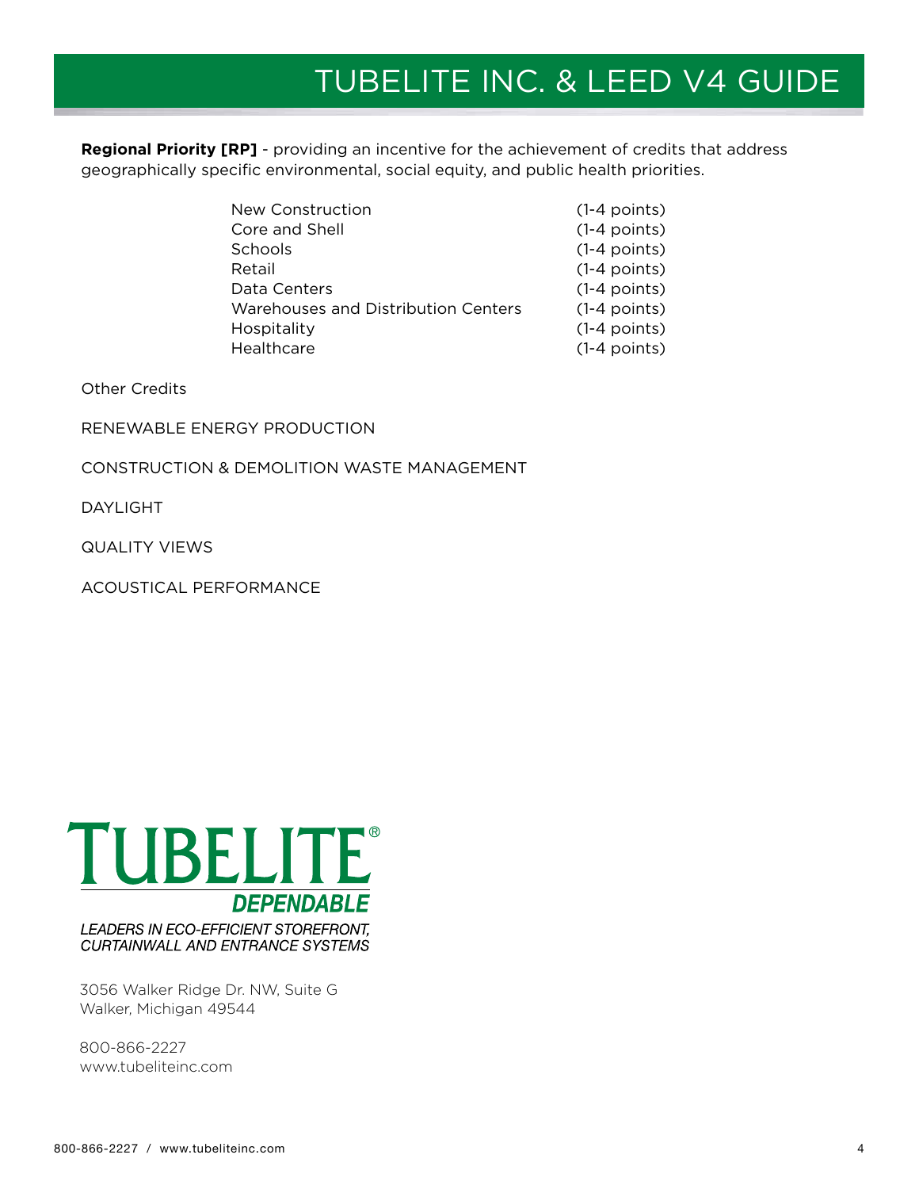# TUBELITE INC. & LEED V4 GUIDE

**Regional Priority [RP]** - providing an incentive for the achievement of credits that address geographically specific environmental, social equity, and public health priorities.

| | |
|---|---|
| New Construction | (1-4 points) |
| Core and Shell | (1-4 points) |
| Schools | (1-4 points) |
| Retail | (1-4 points) |
| Data Centers | (1-4 points) |
| Warehouses and Distribution Centers | (1-4 points) |
| Hospitality | (1-4 points) |
| Healthcare | (1-4 points) |

Other Credits

RENEWABLE ENERGY PRODUCTION

CONSTRUCTION & DEMOLITION WASTE MANAGEMENT

DAYLIGHT

QUALITY VIEWS

ACOUSTICAL PERFORMANCE

TUBELITE®
DEPENDABLE

*LEADERS IN ECO-EFFICIENT STOREFRONT, CURTAINWALL AND ENTRANCE SYSTEMS*

3056 Walker Ridge Dr. NW, Suite G
Walker, Michigan 49544

800-866-2227
www.tubeliteinc.com